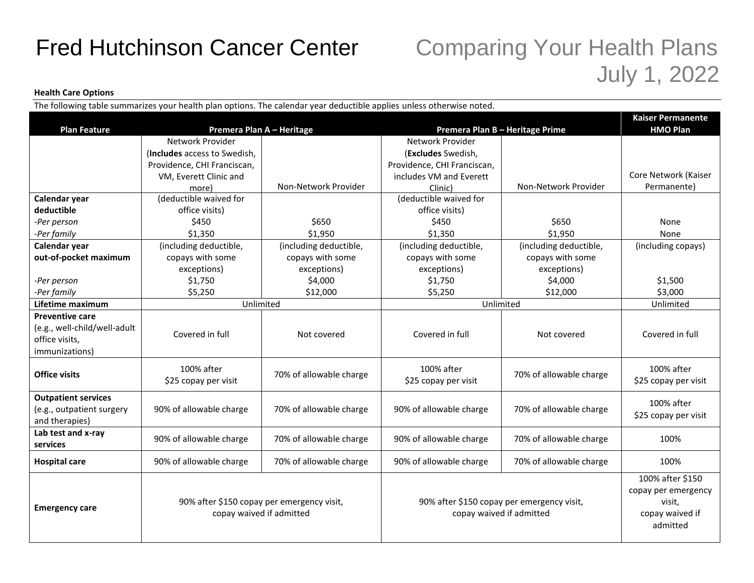# Fred Hutchinson Cancer Center

## Comparing Your Health Plans July 1, 2022

**Health Care Options**

The following table summarizes your health plan options. The calendar year deductible applies unless otherwise noted.

| Plan Feature | Premera Plan A – Heritage | | Premera Plan B – Heritage Prime | | Kaiser Permanente HMO Plan |
|---|---|---|---|---|---|
| | Network Provider (**Includes** access to Swedish, Providence, CHI Franciscan, VM, Everett Clinic and more) | Non-Network Provider | Network Provider (**Excludes** Swedish, Providence, CHI Franciscan, includes VM and Everett Clinic) | Non-Network Provider | Core Network (Kaiser Permanente) |
| **Calendar year deductible** | (deductible waived for office visits) | | (deductible waived for office visits) | | |
| *-Per person* | $450 | $650 | $450 | $650 | None |
| *-Per family* | $1,350 | $1,950 | $1,350 | $1,950 | None |
| **Calendar year out-of-pocket maximum** | (including deductible, copays with some exceptions) | (including deductible, copays with some exceptions) | (including deductible, copays with some exceptions) | (including deductible, copays with some exceptions) | (including copays) |
| *-Per person* | $1,750 | $4,000 | $1,750 | $4,000 | $1,500 |
| *-Per family* | $5,250 | $12,000 | $5,250 | $12,000 | $3,000 |
| **Lifetime maximum** | Unlimited | | Unlimited | | Unlimited |
| **Preventive care** (e.g., well-child/well-adult office visits, immunizations) | Covered in full | Not covered | Covered in full | Not covered | Covered in full |
| **Office visits** | 100% after $25 copay per visit | 70% of allowable charge | 100% after $25 copay per visit | 70% of allowable charge | 100% after $25 copay per visit |
| **Outpatient services** (e.g., outpatient surgery and therapies) | 90% of allowable charge | 70% of allowable charge | 90% of allowable charge | 70% of allowable charge | 100% after $25 copay per visit |
| **Lab test and x-ray services** | 90% of allowable charge | 70% of allowable charge | 90% of allowable charge | 70% of allowable charge | 100% |
| **Hospital care** | 90% of allowable charge | 70% of allowable charge | 90% of allowable charge | 70% of allowable charge | 100% |
| **Emergency care** | 90% after $150 copay per emergency visit, copay waived if admitted | | 90% after $150 copay per emergency visit, copay waived if admitted | | 100% after $150 copay per emergency visit, copay waived if admitted |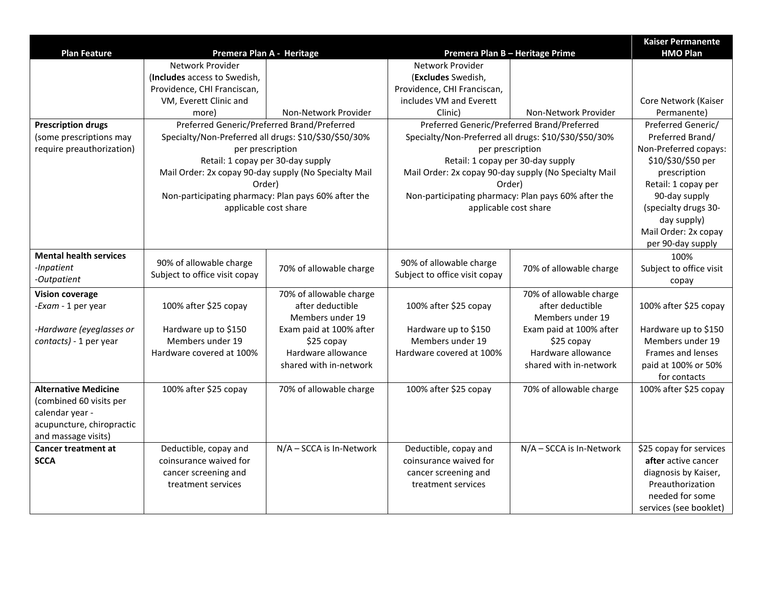| Plan Feature | Premera Plan A - Heritage | | Premera Plan B – Heritage Prime | | Kaiser Permanente HMO Plan |
|---|---|---|---|---|---|
| | Network Provider (**Includes** access to Swedish, Providence, CHI Franciscan, VM, Everett Clinic and more) | Non-Network Provider | Network Provider (**Excludes** Swedish, Providence, CHI Franciscan, includes VM and Everett Clinic) | Non-Network Provider | Core Network (Kaiser Permanente) |
| **Prescription drugs** (some prescriptions may require preauthorization) | Preferred Generic/Preferred Brand/Preferred Specialty/Non-Preferred all drugs: $10/$30/$50/30% per prescription<br>Retail: 1 copay per 30-day supply<br>Mail Order: 2x copay 90-day supply (No Specialty Mail Order)<br>Non-participating pharmacy: Plan pays 60% after the applicable cost share | | Preferred Generic/Preferred Brand/Preferred Specialty/Non-Preferred all drugs: $10/$30/$50/30% per prescription<br>Retail: 1 copay per 30-day supply<br>Mail Order: 2x copay 90-day supply (No Specialty Mail Order)<br>Non-participating pharmacy: Plan pays 60% after the applicable cost share | | Preferred Generic/ Preferred Brand/ Non-Preferred copays: $10/$30/$50 per prescription<br>Retail: 1 copay per 90-day supply (specialty drugs 30-day supply)<br>Mail Order: 2x copay per 90-day supply |
| **Mental health services**<br>*-Inpatient*<br>*-Outpatient* | 90% of allowable charge Subject to office visit copay | 70% of allowable charge | 90% of allowable charge Subject to office visit copay | 70% of allowable charge | 100% Subject to office visit copay |
| **Vision coverage**<br>*-Exam* - 1 per year<br><br>*-Hardware (eyeglasses or contacts)* - 1 per year | 100% after $25 copay<br><br>Hardware up to $150<br>Members under 19<br>Hardware covered at 100% | 70% of allowable charge after deductible<br>Members under 19<br>Exam paid at 100% after $25 copay<br>Hardware allowance shared with in-network | 100% after $25 copay<br><br>Hardware up to $150<br>Members under 19<br>Hardware covered at 100% | 70% of allowable charge after deductible<br>Members under 19<br>Exam paid at 100% after $25 copay<br>Hardware allowance shared with in-network | 100% after $25 copay<br><br>Hardware up to $150<br>Members under 19<br>Frames and lenses paid at 100% or 50% for contacts |
| **Alternative Medicine** (combined 60 visits per calendar year - acupuncture, chiropractic and massage visits) | 100% after $25 copay | 70% of allowable charge | 100% after $25 copay | 70% of allowable charge | 100% after $25 copay |
| **Cancer treatment at SCCA** | Deductible, copay and coinsurance waived for cancer screening and treatment services | N/A – SCCA is In-Network | Deductible, copay and coinsurance waived for cancer screening and treatment services | N/A – SCCA is In-Network | $25 copay for services **after** active cancer diagnosis by Kaiser, Preauthorization needed for some services (see booklet) |